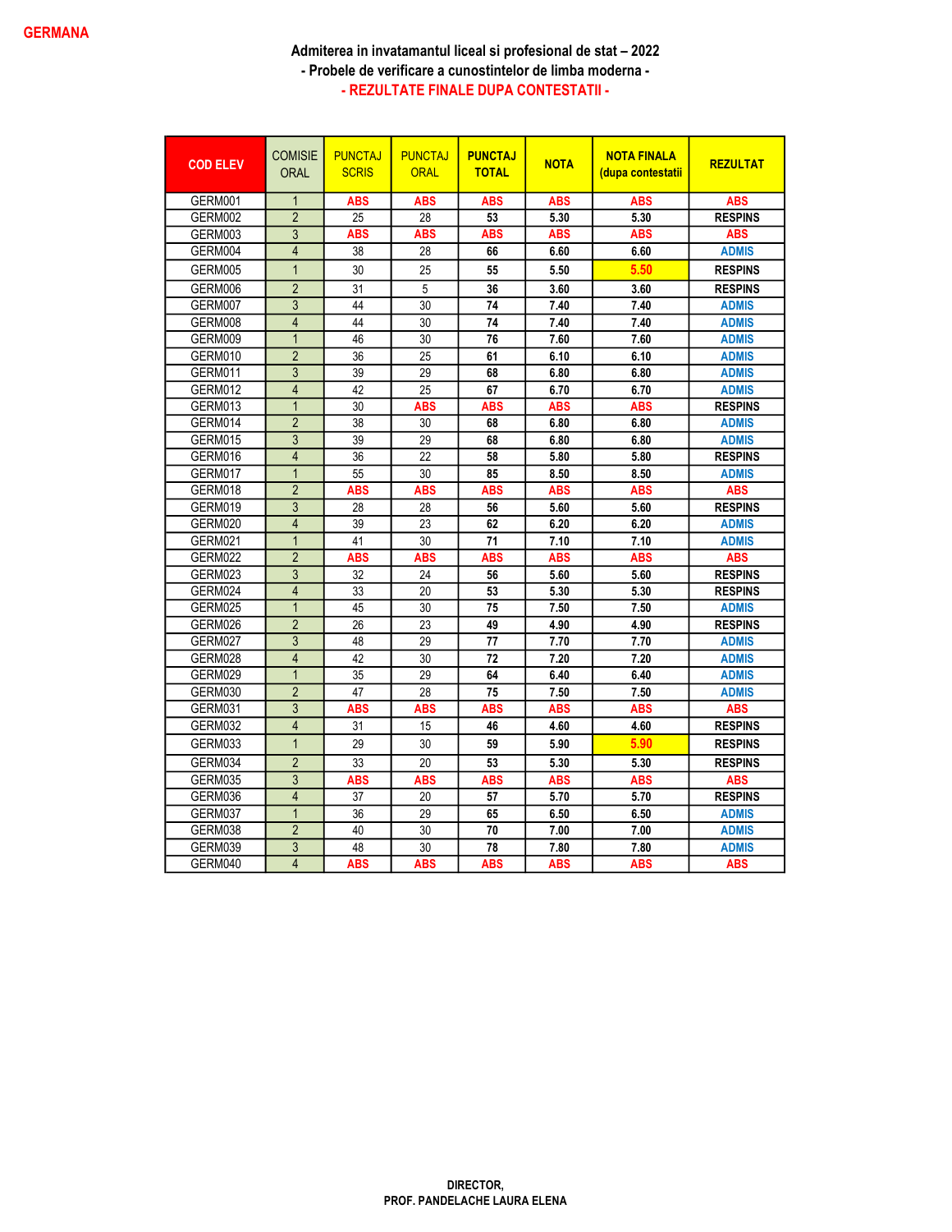**GERMANA**

### Admiterea in invatamantul liceal si profesional de stat – 2022
### - Probele de verificare a cunostintelor de limba moderna -
### - REZULTATE FINALE DUPA CONTESTATII -

| COD ELEV | COMISIE ORAL | PUNCTAJ SCRIS | PUNCTAJ ORAL | PUNCTAJ TOTAL | NOTA | NOTA FINALA (dupa contestatii | REZULTAT |
|---|---|---|---|---|---|---|---|
| GERM001 | 1 | ABS | ABS | ABS | ABS | ABS | ABS |
| GERM002 | 2 | 25 | 28 | 53 | 5.30 | 5.30 | RESPINS |
| GERM003 | 3 | ABS | ABS | ABS | ABS | ABS | ABS |
| GERM004 | 4 | 38 | 28 | 66 | 6.60 | 6.60 | ADMIS |
| GERM005 | 1 | 30 | 25 | 55 | 5.50 | 5.50 | RESPINS |
| GERM006 | 2 | 31 | 5 | 36 | 3.60 | 3.60 | RESPINS |
| GERM007 | 3 | 44 | 30 | 74 | 7.40 | 7.40 | ADMIS |
| GERM008 | 4 | 44 | 30 | 74 | 7.40 | 7.40 | ADMIS |
| GERM009 | 1 | 46 | 30 | 76 | 7.60 | 7.60 | ADMIS |
| GERM010 | 2 | 36 | 25 | 61 | 6.10 | 6.10 | ADMIS |
| GERM011 | 3 | 39 | 29 | 68 | 6.80 | 6.80 | ADMIS |
| GERM012 | 4 | 42 | 25 | 67 | 6.70 | 6.70 | ADMIS |
| GERM013 | 1 | 30 | ABS | ABS | ABS | ABS | RESPINS |
| GERM014 | 2 | 38 | 30 | 68 | 6.80 | 6.80 | ADMIS |
| GERM015 | 3 | 39 | 29 | 68 | 6.80 | 6.80 | ADMIS |
| GERM016 | 4 | 36 | 22 | 58 | 5.80 | 5.80 | RESPINS |
| GERM017 | 1 | 55 | 30 | 85 | 8.50 | 8.50 | ADMIS |
| GERM018 | 2 | ABS | ABS | ABS | ABS | ABS | ABS |
| GERM019 | 3 | 28 | 28 | 56 | 5.60 | 5.60 | RESPINS |
| GERM020 | 4 | 39 | 23 | 62 | 6.20 | 6.20 | ADMIS |
| GERM021 | 1 | 41 | 30 | 71 | 7.10 | 7.10 | ADMIS |
| GERM022 | 2 | ABS | ABS | ABS | ABS | ABS | ABS |
| GERM023 | 3 | 32 | 24 | 56 | 5.60 | 5.60 | RESPINS |
| GERM024 | 4 | 33 | 20 | 53 | 5.30 | 5.30 | RESPINS |
| GERM025 | 1 | 45 | 30 | 75 | 7.50 | 7.50 | ADMIS |
| GERM026 | 2 | 26 | 23 | 49 | 4.90 | 4.90 | RESPINS |
| GERM027 | 3 | 48 | 29 | 77 | 7.70 | 7.70 | ADMIS |
| GERM028 | 4 | 42 | 30 | 72 | 7.20 | 7.20 | ADMIS |
| GERM029 | 1 | 35 | 29 | 64 | 6.40 | 6.40 | ADMIS |
| GERM030 | 2 | 47 | 28 | 75 | 7.50 | 7.50 | ADMIS |
| GERM031 | 3 | ABS | ABS | ABS | ABS | ABS | ABS |
| GERM032 | 4 | 31 | 15 | 46 | 4.60 | 4.60 | RESPINS |
| GERM033 | 1 | 29 | 30 | 59 | 5.90 | 5.90 | RESPINS |
| GERM034 | 2 | 33 | 20 | 53 | 5.30 | 5.30 | RESPINS |
| GERM035 | 3 | ABS | ABS | ABS | ABS | ABS | ABS |
| GERM036 | 4 | 37 | 20 | 57 | 5.70 | 5.70 | RESPINS |
| GERM037 | 1 | 36 | 29 | 65 | 6.50 | 6.50 | ADMIS |
| GERM038 | 2 | 40 | 30 | 70 | 7.00 | 7.00 | ADMIS |
| GERM039 | 3 | 48 | 30 | 78 | 7.80 | 7.80 | ADMIS |
| GERM040 | 4 | ABS | ABS | ABS | ABS | ABS | ABS |

**DIRECTOR,**
**PROF. PANDELACHE LAURA ELENA**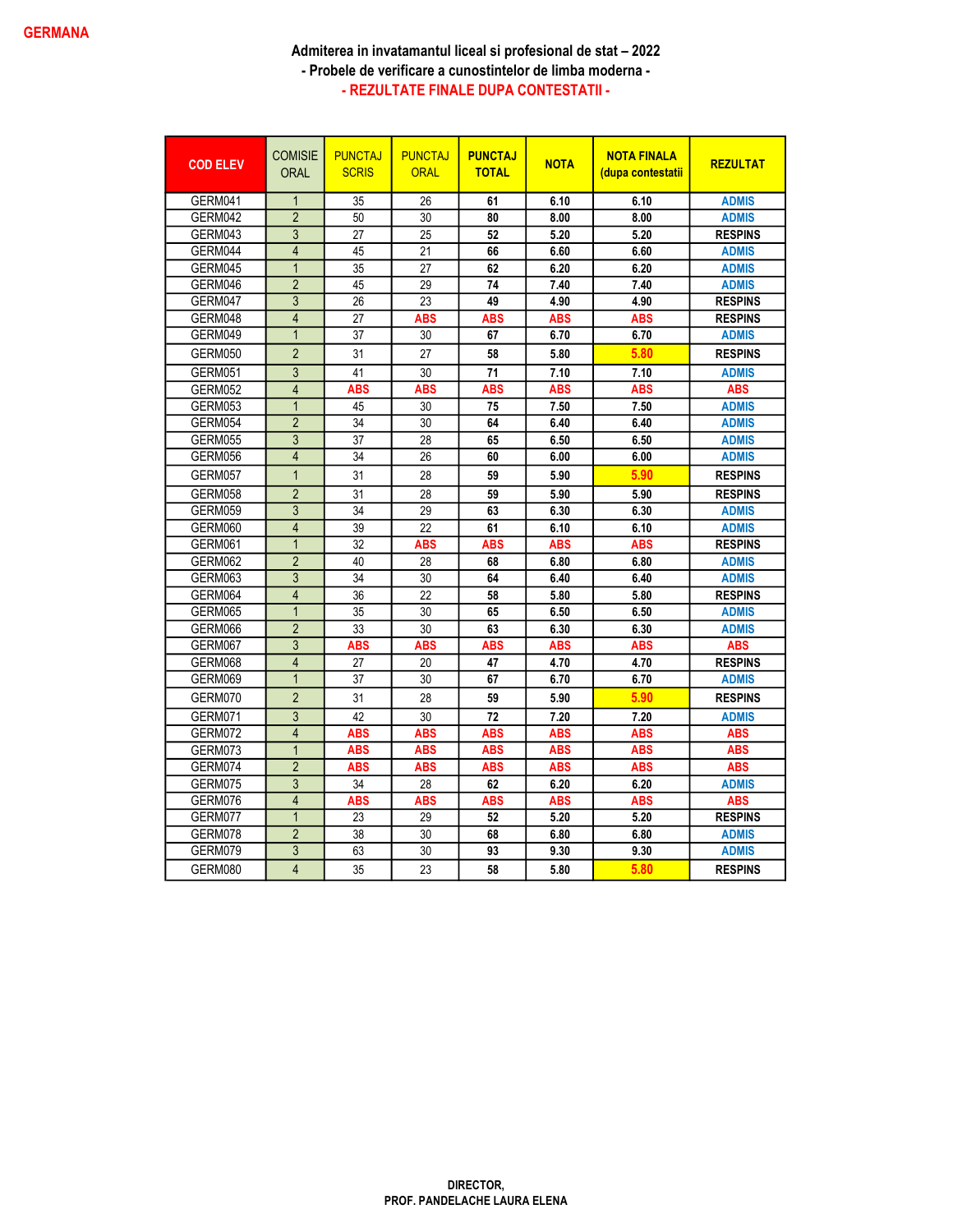GERMANA

Admiterea in invatamantul liceal si profesional de stat – 2022

- Probele de verificare a cunostintelor de limba moderna -

- REZULTATE FINALE DUPA CONTESTATII -

| COD ELEV | COMISIE ORAL | PUNCTAJ SCRIS | PUNCTAJ ORAL | PUNCTAJ TOTAL | NOTA | NOTA FINALA (dupa contestatii | REZULTAT |
|---|---|---|---|---|---|---|---|
| GERM041 | 1 | 35 | 26 | 61 | 6.10 | 6.10 | ADMIS |
| GERM042 | 2 | 50 | 30 | 80 | 8.00 | 8.00 | ADMIS |
| GERM043 | 3 | 27 | 25 | 52 | 5.20 | 5.20 | RESPINS |
| GERM044 | 4 | 45 | 21 | 66 | 6.60 | 6.60 | ADMIS |
| GERM045 | 1 | 35 | 27 | 62 | 6.20 | 6.20 | ADMIS |
| GERM046 | 2 | 45 | 29 | 74 | 7.40 | 7.40 | ADMIS |
| GERM047 | 3 | 26 | 23 | 49 | 4.90 | 4.90 | RESPINS |
| GERM048 | 4 | 27 | ABS | ABS | ABS | ABS | RESPINS |
| GERM049 | 1 | 37 | 30 | 67 | 6.70 | 6.70 | ADMIS |
| GERM050 | 2 | 31 | 27 | 58 | 5.80 | 5.80 | RESPINS |
| GERM051 | 3 | 41 | 30 | 71 | 7.10 | 7.10 | ADMIS |
| GERM052 | 4 | ABS | ABS | ABS | ABS | ABS | ABS |
| GERM053 | 1 | 45 | 30 | 75 | 7.50 | 7.50 | ADMIS |
| GERM054 | 2 | 34 | 30 | 64 | 6.40 | 6.40 | ADMIS |
| GERM055 | 3 | 37 | 28 | 65 | 6.50 | 6.50 | ADMIS |
| GERM056 | 4 | 34 | 26 | 60 | 6.00 | 6.00 | ADMIS |
| GERM057 | 1 | 31 | 28 | 59 | 5.90 | 5.90 | RESPINS |
| GERM058 | 2 | 31 | 28 | 59 | 5.90 | 5.90 | RESPINS |
| GERM059 | 3 | 34 | 29 | 63 | 6.30 | 6.30 | ADMIS |
| GERM060 | 4 | 39 | 22 | 61 | 6.10 | 6.10 | ADMIS |
| GERM061 | 1 | 32 | ABS | ABS | ABS | ABS | RESPINS |
| GERM062 | 2 | 40 | 28 | 68 | 6.80 | 6.80 | ADMIS |
| GERM063 | 3 | 34 | 30 | 64 | 6.40 | 6.40 | ADMIS |
| GERM064 | 4 | 36 | 22 | 58 | 5.80 | 5.80 | RESPINS |
| GERM065 | 1 | 35 | 30 | 65 | 6.50 | 6.50 | ADMIS |
| GERM066 | 2 | 33 | 30 | 63 | 6.30 | 6.30 | ADMIS |
| GERM067 | 3 | ABS | ABS | ABS | ABS | ABS | ABS |
| GERM068 | 4 | 27 | 20 | 47 | 4.70 | 4.70 | RESPINS |
| GERM069 | 1 | 37 | 30 | 67 | 6.70 | 6.70 | ADMIS |
| GERM070 | 2 | 31 | 28 | 59 | 5.90 | 5.90 | RESPINS |
| GERM071 | 3 | 42 | 30 | 72 | 7.20 | 7.20 | ADMIS |
| GERM072 | 4 | ABS | ABS | ABS | ABS | ABS | ABS |
| GERM073 | 1 | ABS | ABS | ABS | ABS | ABS | ABS |
| GERM074 | 2 | ABS | ABS | ABS | ABS | ABS | ABS |
| GERM075 | 3 | 34 | 28 | 62 | 6.20 | 6.20 | ADMIS |
| GERM076 | 4 | ABS | ABS | ABS | ABS | ABS | ABS |
| GERM077 | 1 | 23 | 29 | 52 | 5.20 | 5.20 | RESPINS |
| GERM078 | 2 | 38 | 30 | 68 | 6.80 | 6.80 | ADMIS |
| GERM079 | 3 | 63 | 30 | 93 | 9.30 | 9.30 | ADMIS |
| GERM080 | 4 | 35 | 23 | 58 | 5.80 | 5.80 | RESPINS |

DIRECTOR,
PROF. PANDELACHE LAURA ELENA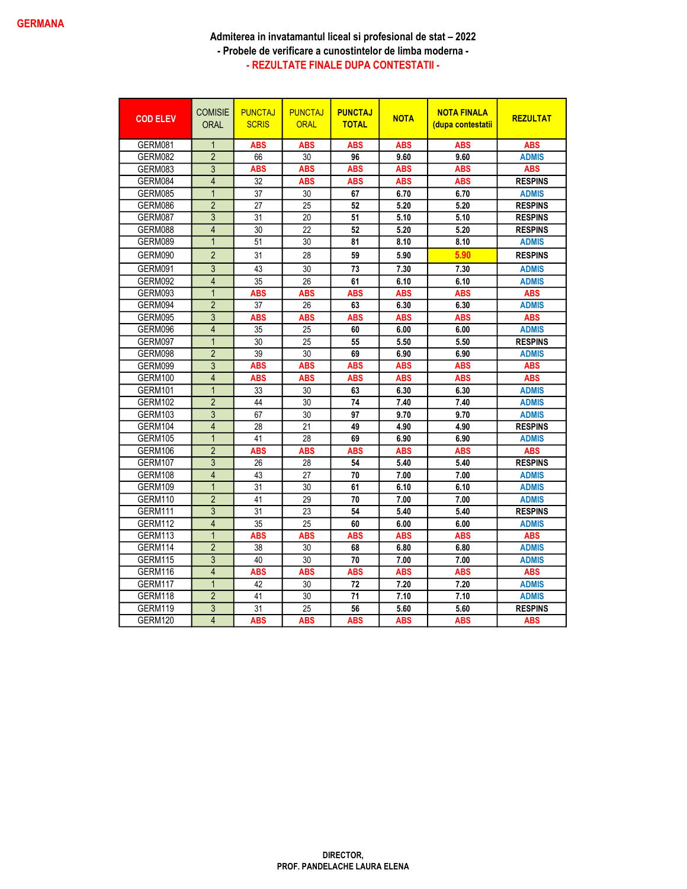**GERMANA**

### Admiterea in invatamantul liceal si profesional de stat – 2022
### - Probele de verificare a cunostintelor de limba moderna -
### - REZULTATE FINALE DUPA CONTESTATII -

| COD ELEV | COMISIE ORAL | PUNCTAJ SCRIS | PUNCTAJ ORAL | PUNCTAJ TOTAL | NOTA | NOTA FINALA (dupa contestatii | REZULTAT |
|---|---|---|---|---|---|---|---|
| GERM081 | 1 | ABS | ABS | ABS | ABS | ABS | ABS |
| GERM082 | 2 | 66 | 30 | 96 | 9.60 | 9.60 | ADMIS |
| GERM083 | 3 | ABS | ABS | ABS | ABS | ABS | ABS |
| GERM084 | 4 | 32 | ABS | ABS | ABS | ABS | RESPINS |
| GERM085 | 1 | 37 | 30 | 67 | 6.70 | 6.70 | ADMIS |
| GERM086 | 2 | 27 | 25 | 52 | 5.20 | 5.20 | RESPINS |
| GERM087 | 3 | 31 | 20 | 51 | 5.10 | 5.10 | RESPINS |
| GERM088 | 4 | 30 | 22 | 52 | 5.20 | 5.20 | RESPINS |
| GERM089 | 1 | 51 | 30 | 81 | 8.10 | 8.10 | ADMIS |
| GERM090 | 2 | 31 | 28 | 59 | 5.90 | 5.90 | RESPINS |
| GERM091 | 3 | 43 | 30 | 73 | 7.30 | 7.30 | ADMIS |
| GERM092 | 4 | 35 | 26 | 61 | 6.10 | 6.10 | ADMIS |
| GERM093 | 1 | ABS | ABS | ABS | ABS | ABS | ABS |
| GERM094 | 2 | 37 | 26 | 63 | 6.30 | 6.30 | ADMIS |
| GERM095 | 3 | ABS | ABS | ABS | ABS | ABS | ABS |
| GERM096 | 4 | 35 | 25 | 60 | 6.00 | 6.00 | ADMIS |
| GERM097 | 1 | 30 | 25 | 55 | 5.50 | 5.50 | RESPINS |
| GERM098 | 2 | 39 | 30 | 69 | 6.90 | 6.90 | ADMIS |
| GERM099 | 3 | ABS | ABS | ABS | ABS | ABS | ABS |
| GERM100 | 4 | ABS | ABS | ABS | ABS | ABS | ABS |
| GERM101 | 1 | 33 | 30 | 63 | 6.30 | 6.30 | ADMIS |
| GERM102 | 2 | 44 | 30 | 74 | 7.40 | 7.40 | ADMIS |
| GERM103 | 3 | 67 | 30 | 97 | 9.70 | 9.70 | ADMIS |
| GERM104 | 4 | 28 | 21 | 49 | 4.90 | 4.90 | RESPINS |
| GERM105 | 1 | 41 | 28 | 69 | 6.90 | 6.90 | ADMIS |
| GERM106 | 2 | ABS | ABS | ABS | ABS | ABS | ABS |
| GERM107 | 3 | 26 | 28 | 54 | 5.40 | 5.40 | RESPINS |
| GERM108 | 4 | 43 | 27 | 70 | 7.00 | 7.00 | ADMIS |
| GERM109 | 1 | 31 | 30 | 61 | 6.10 | 6.10 | ADMIS |
| GERM110 | 2 | 41 | 29 | 70 | 7.00 | 7.00 | ADMIS |
| GERM111 | 3 | 31 | 23 | 54 | 5.40 | 5.40 | RESPINS |
| GERM112 | 4 | 35 | 25 | 60 | 6.00 | 6.00 | ADMIS |
| GERM113 | 1 | ABS | ABS | ABS | ABS | ABS | ABS |
| GERM114 | 2 | 38 | 30 | 68 | 6.80 | 6.80 | ADMIS |
| GERM115 | 3 | 40 | 30 | 70 | 7.00 | 7.00 | ADMIS |
| GERM116 | 4 | ABS | ABS | ABS | ABS | ABS | ABS |
| GERM117 | 1 | 42 | 30 | 72 | 7.20 | 7.20 | ADMIS |
| GERM118 | 2 | 41 | 30 | 71 | 7.10 | 7.10 | ADMIS |
| GERM119 | 3 | 31 | 25 | 56 | 5.60 | 5.60 | RESPINS |
| GERM120 | 4 | ABS | ABS | ABS | ABS | ABS | ABS |

**DIRECTOR,**
**PROF. PANDELACHE LAURA ELENA**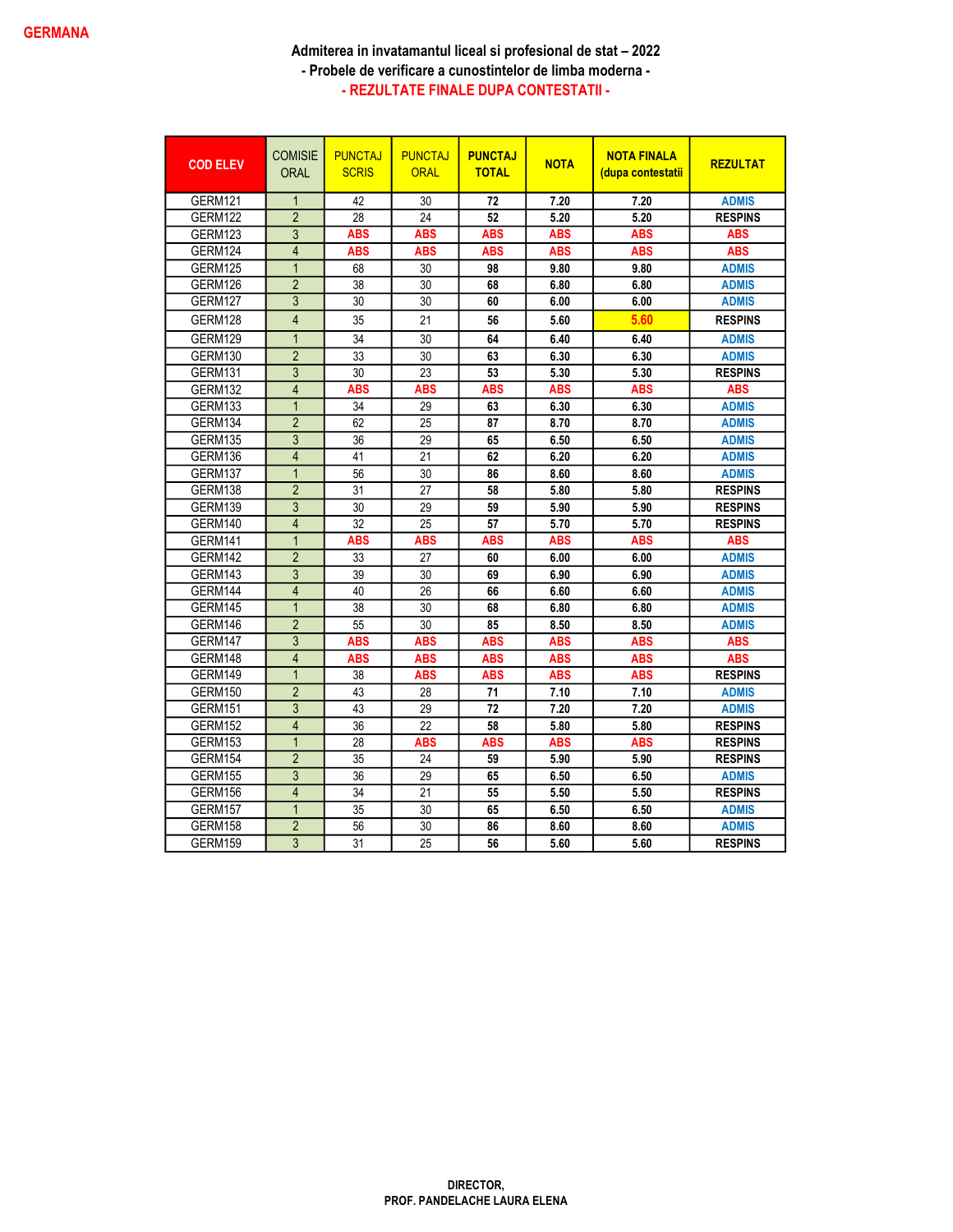GERMANA

**Admiterea in invatamantul liceal si profesional de stat – 2022**
**- Probele de verificare a cunostintelor de limba moderna -**
**- REZULTATE FINALE DUPA CONTESTATII -**

| COD ELEV | COMISIE ORAL | PUNCTAJ SCRIS | PUNCTAJ ORAL | PUNCTAJ TOTAL | NOTA | NOTA FINALA (dupa contestatii | REZULTAT |
|---|---|---|---|---|---|---|---|
| GERM121 | 1 | 42 | 30 | 72 | 7.20 | 7.20 | ADMIS |
| GERM122 | 2 | 28 | 24 | 52 | 5.20 | 5.20 | RESPINS |
| GERM123 | 3 | ABS | ABS | ABS | ABS | ABS | ABS |
| GERM124 | 4 | ABS | ABS | ABS | ABS | ABS | ABS |
| GERM125 | 1 | 68 | 30 | 98 | 9.80 | 9.80 | ADMIS |
| GERM126 | 2 | 38 | 30 | 68 | 6.80 | 6.80 | ADMIS |
| GERM127 | 3 | 30 | 30 | 60 | 6.00 | 6.00 | ADMIS |
| GERM128 | 4 | 35 | 21 | 56 | 5.60 | 5.60 | RESPINS |
| GERM129 | 1 | 34 | 30 | 64 | 6.40 | 6.40 | ADMIS |
| GERM130 | 2 | 33 | 30 | 63 | 6.30 | 6.30 | ADMIS |
| GERM131 | 3 | 30 | 23 | 53 | 5.30 | 5.30 | RESPINS |
| GERM132 | 4 | ABS | ABS | ABS | ABS | ABS | ABS |
| GERM133 | 1 | 34 | 29 | 63 | 6.30 | 6.30 | ADMIS |
| GERM134 | 2 | 62 | 25 | 87 | 8.70 | 8.70 | ADMIS |
| GERM135 | 3 | 36 | 29 | 65 | 6.50 | 6.50 | ADMIS |
| GERM136 | 4 | 41 | 21 | 62 | 6.20 | 6.20 | ADMIS |
| GERM137 | 1 | 56 | 30 | 86 | 8.60 | 8.60 | ADMIS |
| GERM138 | 2 | 31 | 27 | 58 | 5.80 | 5.80 | RESPINS |
| GERM139 | 3 | 30 | 29 | 59 | 5.90 | 5.90 | RESPINS |
| GERM140 | 4 | 32 | 25 | 57 | 5.70 | 5.70 | RESPINS |
| GERM141 | 1 | ABS | ABS | ABS | ABS | ABS | ABS |
| GERM142 | 2 | 33 | 27 | 60 | 6.00 | 6.00 | ADMIS |
| GERM143 | 3 | 39 | 30 | 69 | 6.90 | 6.90 | ADMIS |
| GERM144 | 4 | 40 | 26 | 66 | 6.60 | 6.60 | ADMIS |
| GERM145 | 1 | 38 | 30 | 68 | 6.80 | 6.80 | ADMIS |
| GERM146 | 2 | 55 | 30 | 85 | 8.50 | 8.50 | ADMIS |
| GERM147 | 3 | ABS | ABS | ABS | ABS | ABS | ABS |
| GERM148 | 4 | ABS | ABS | ABS | ABS | ABS | ABS |
| GERM149 | 1 | 38 | ABS | ABS | ABS | ABS | RESPINS |
| GERM150 | 2 | 43 | 28 | 71 | 7.10 | 7.10 | ADMIS |
| GERM151 | 3 | 43 | 29 | 72 | 7.20 | 7.20 | ADMIS |
| GERM152 | 4 | 36 | 22 | 58 | 5.80 | 5.80 | RESPINS |
| GERM153 | 1 | 28 | ABS | ABS | ABS | ABS | RESPINS |
| GERM154 | 2 | 35 | 24 | 59 | 5.90 | 5.90 | RESPINS |
| GERM155 | 3 | 36 | 29 | 65 | 6.50 | 6.50 | ADMIS |
| GERM156 | 4 | 34 | 21 | 55 | 5.50 | 5.50 | RESPINS |
| GERM157 | 1 | 35 | 30 | 65 | 6.50 | 6.50 | ADMIS |
| GERM158 | 2 | 56 | 30 | 86 | 8.60 | 8.60 | ADMIS |
| GERM159 | 3 | 31 | 25 | 56 | 5.60 | 5.60 | RESPINS |

**DIRECTOR,**
**PROF. PANDELACHE LAURA ELENA**